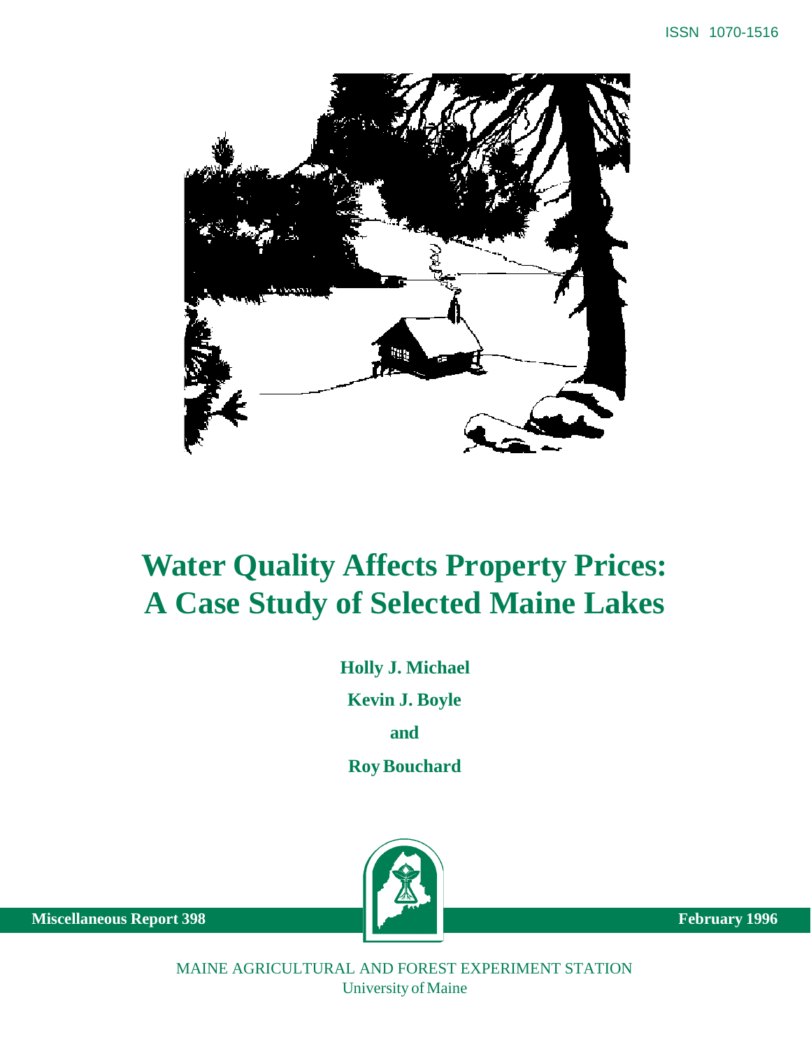ISSN 1070-1516

# Water Quality Affects Property Prices: A Case Study of Selected Maine Lakes

**Holly J. Michael**

**Kevin J. Boyle**

**and**

**Roy Bouchard**

**Miscellaneous Report 398**

**February 1996**

MAINE AGRICULTURAL AND FOREST EXPERIMENT STATION
University of Maine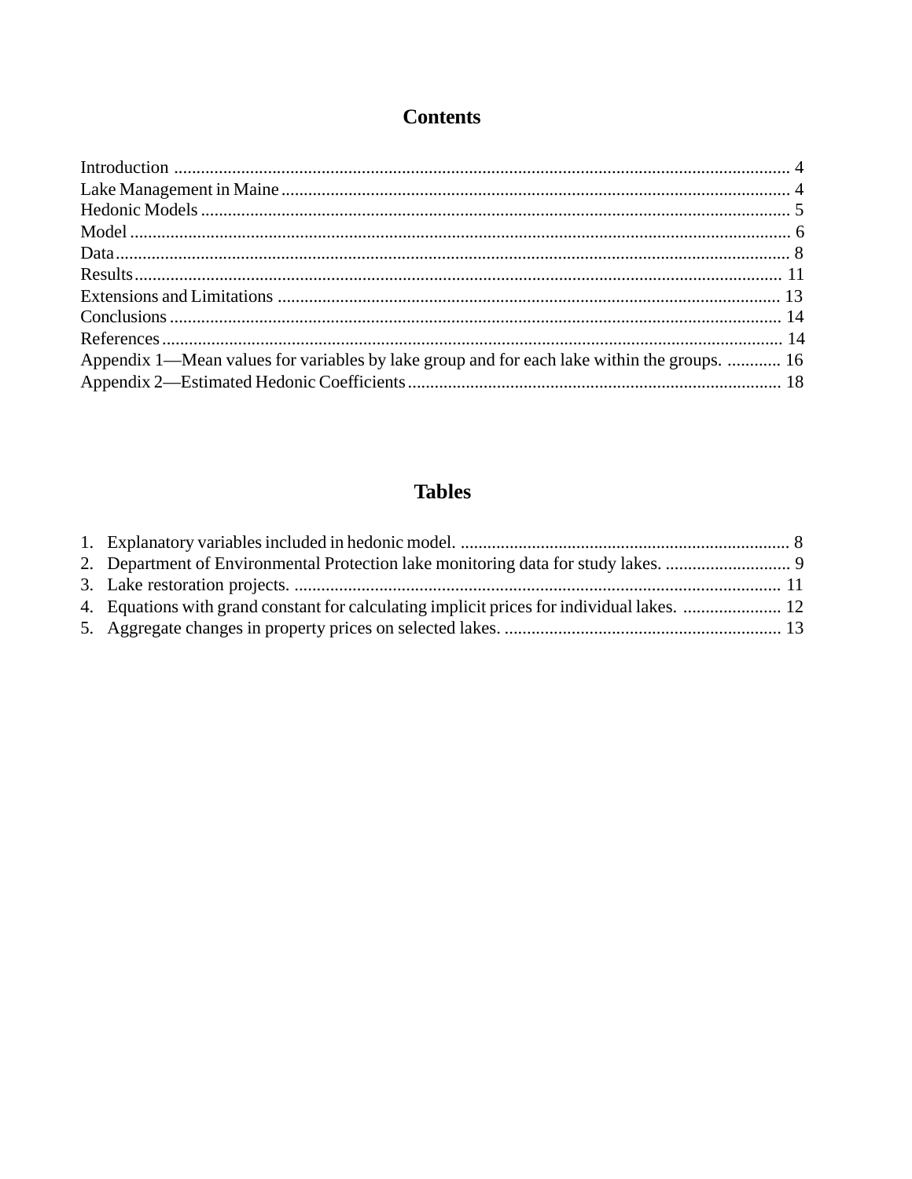# Contents

Introduction ........................................................................................................................................ 4
Lake Management in Maine ................................................................................................................ 4
Hedonic Models .................................................................................................................................. 5
Model .................................................................................................................................................. 6
Data ..................................................................................................................................................... 8
Results ................................................................................................................................................ 11
Extensions and Limitations ............................................................................................................... 13
Conclusions ....................................................................................................................................... 14
References ......................................................................................................................................... 14
Appendix 1—Mean values for variables by lake group and for each lake within the groups. ............ 16
Appendix 2—Estimated Hedonic Coefficients ................................................................................... 18

# Tables

1. Explanatory variables included in hedonic model. ......................................................................... 8
2. Department of Environmental Protection lake monitoring data for study lakes. ............................ 9
3. Lake restoration projects. ............................................................................................................ 11
4. Equations with grand constant for calculating implicit prices for individual lakes. ...................... 12
5. Aggregate changes in property prices on selected lakes. ............................................................. 13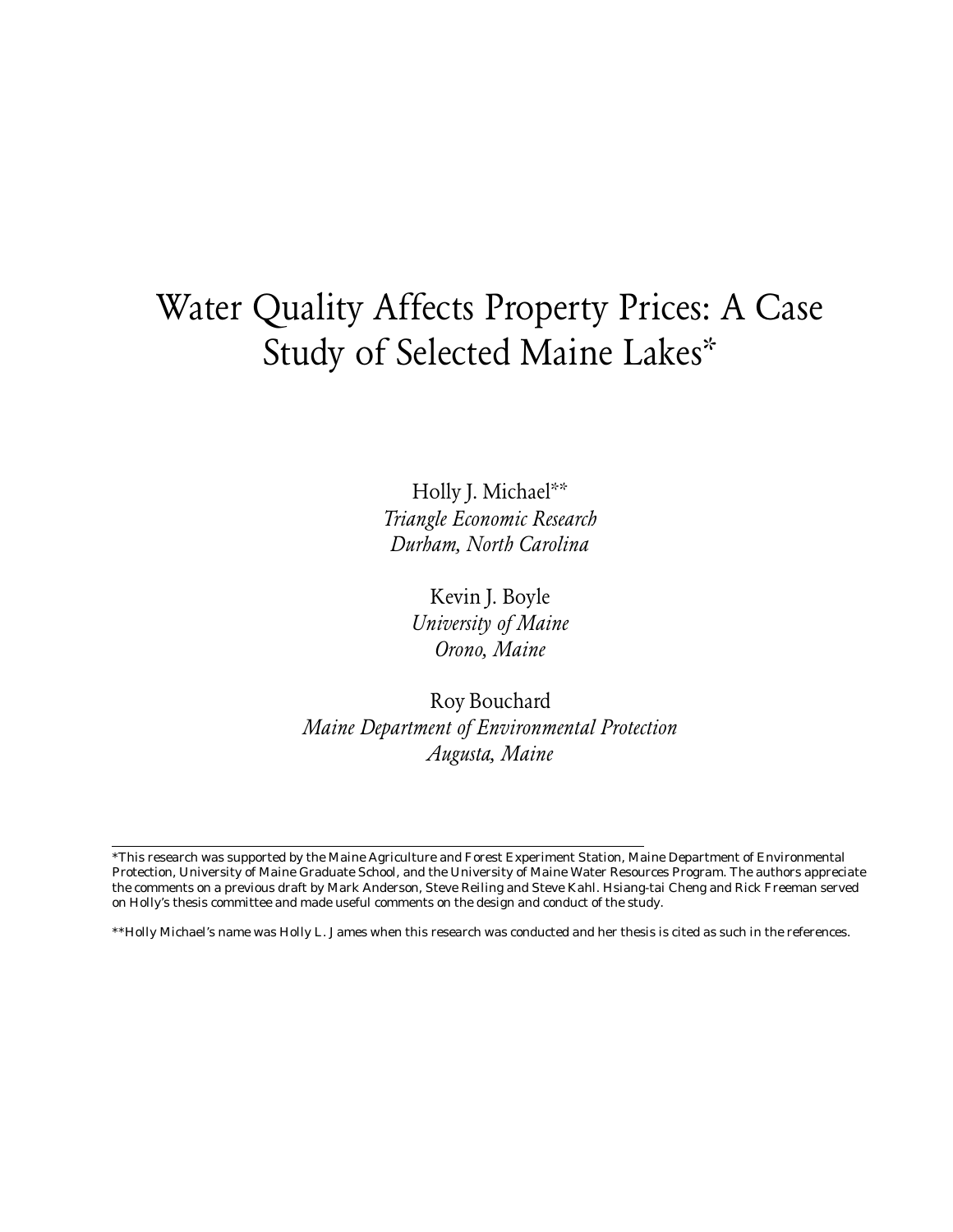# Water Quality Affects Property Prices: A Case Study of Selected Maine Lakes*

Holly J. Michael**
*Triangle Economic Research*
*Durham, North Carolina*

Kevin J. Boyle
*University of Maine*
*Orono, Maine*

Roy Bouchard
*Maine Department of Environmental Protection*
*Augusta, Maine*

---

*This research was supported by the Maine Agriculture and Forest Experiment Station, Maine Department of Environmental Protection, University of Maine Graduate School, and the University of Maine Water Resources Program. The authors appreciate the comments on a previous draft by Mark Anderson, Steve Reiling and Steve Kahl. Hsiang-tai Cheng and Rick Freeman served on Holly's thesis committee and made useful comments on the design and conduct of the study.

**Holly Michael's name was Holly L. James when this research was conducted and her thesis is cited as such in the references.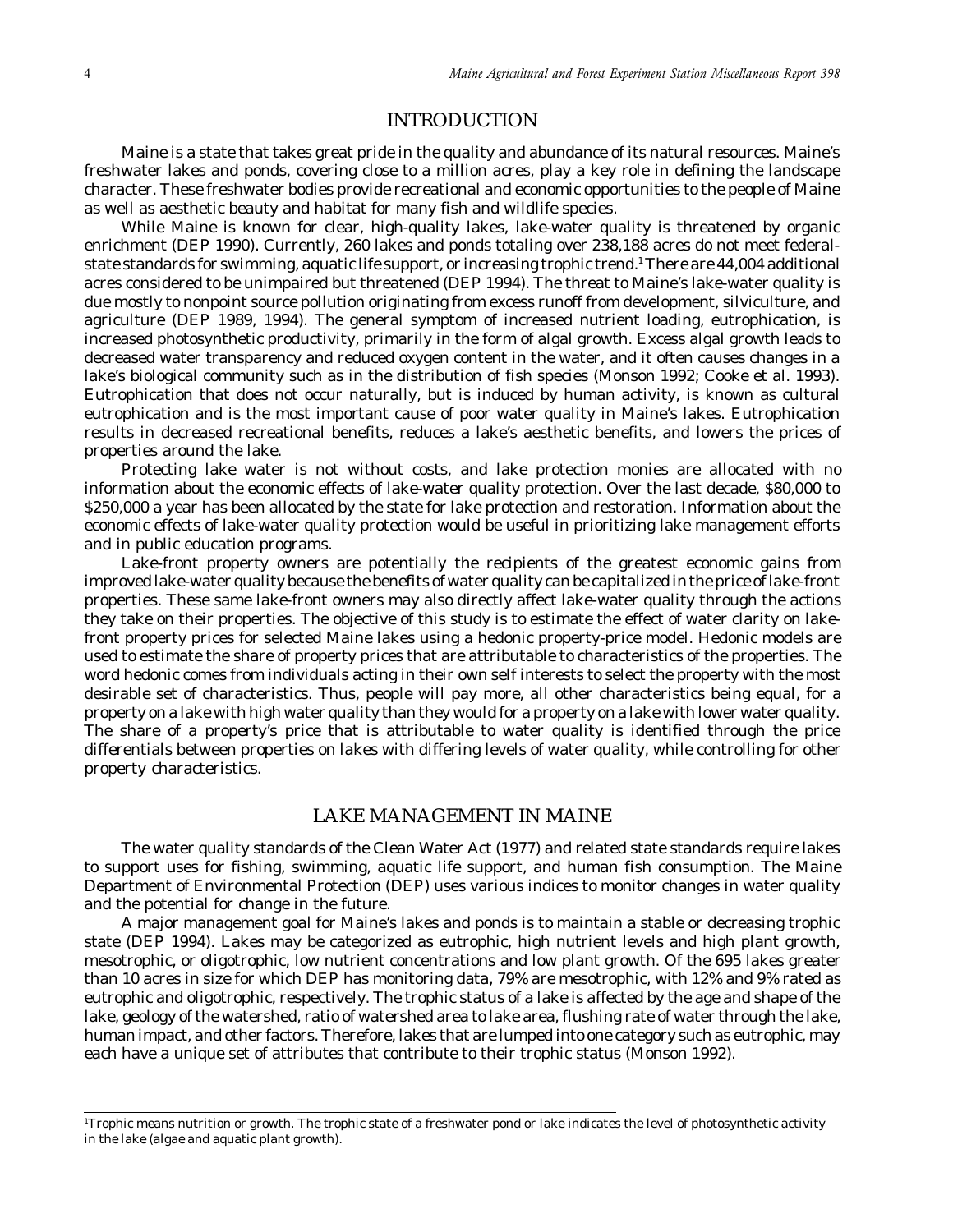## INTRODUCTION

Maine is a state that takes great pride in the quality and abundance of its natural resources. Maine's freshwater lakes and ponds, covering close to a million acres, play a key role in defining the landscape character. These freshwater bodies provide recreational and economic opportunities to the people of Maine as well as aesthetic beauty and habitat for many fish and wildlife species.

While Maine is known for clear, high-quality lakes, lake-water quality is threatened by organic enrichment (DEP 1990). Currently, 260 lakes and ponds totaling over 238,188 acres do not meet federal-state standards for swimming, aquatic life support, or increasing trophic trend.[1] There are 44,004 additional acres considered to be unimpaired but threatened (DEP 1994). The threat to Maine's lake-water quality is due mostly to nonpoint source pollution originating from excess runoff from development, silviculture, and agriculture (DEP 1989, 1994). The general symptom of increased nutrient loading, eutrophication, is increased photosynthetic productivity, primarily in the form of algal growth. Excess algal growth leads to decreased water transparency and reduced oxygen content in the water, and it often causes changes in a lake's biological community such as in the distribution of fish species (Monson 1992; Cooke et al. 1993). Eutrophication that does not occur naturally, but is induced by human activity, is known as cultural eutrophication and is the most important cause of poor water quality in Maine's lakes. Eutrophication results in decreased recreational benefits, reduces a lake's aesthetic benefits, and lowers the prices of properties around the lake.

Protecting lake water is not without costs, and lake protection monies are allocated with no information about the economic effects of lake-water quality protection. Over the last decade, $80,000 to $250,000 a year has been allocated by the state for lake protection and restoration. Information about the economic effects of lake-water quality protection would be useful in prioritizing lake management efforts and in public education programs.

Lake-front property owners are potentially the recipients of the greatest economic gains from improved lake-water quality because the benefits of water quality can be capitalized in the price of lake-front properties. These same lake-front owners may also directly affect lake-water quality through the actions they take on their properties. The objective of this study is to estimate the effect of water clarity on lake-front property prices for selected Maine lakes using a hedonic property-price model. Hedonic models are used to estimate the share of property prices that are attributable to characteristics of the properties. The word hedonic comes from individuals acting in their own self interests to select the property with the most desirable set of characteristics. Thus, people will pay more, all other characteristics being equal, for a property on a lake with high water quality than they would for a property on a lake with lower water quality. The share of a property's price that is attributable to water quality is identified through the price differentials between properties on lakes with differing levels of water quality, while controlling for other property characteristics.

## LAKE MANAGEMENT IN MAINE

The water quality standards of the Clean Water Act (1977) and related state standards require lakes to support uses for fishing, swimming, aquatic life support, and human fish consumption. The Maine Department of Environmental Protection (DEP) uses various indices to monitor changes in water quality and the potential for change in the future.

A major management goal for Maine's lakes and ponds is to maintain a stable or decreasing trophic state (DEP 1994). Lakes may be categorized as eutrophic, high nutrient levels and high plant growth, mesotrophic, or oligotrophic, low nutrient concentrations and low plant growth. Of the 695 lakes greater than 10 acres in size for which DEP has monitoring data, 79% are mesotrophic, with 12% and 9% rated as eutrophic and oligotrophic, respectively. The trophic status of a lake is affected by the age and shape of the lake, geology of the watershed, ratio of watershed area to lake area, flushing rate of water through the lake, human impact, and other factors. Therefore, lakes that are lumped into one category such as eutrophic, may each have a unique set of attributes that contribute to their trophic status (Monson 1992).

---

[1] Trophic means nutrition or growth. The trophic state of a freshwater pond or lake indicates the level of photosynthetic activity in the lake (algae and aquatic plant growth).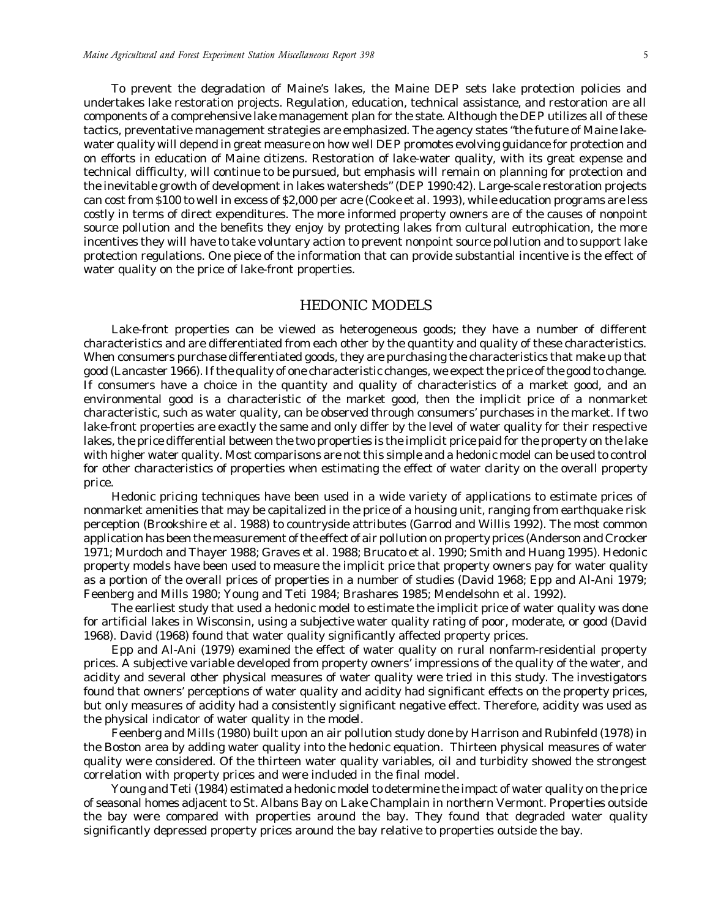To prevent the degradation of Maine's lakes, the Maine DEP sets lake protection policies and undertakes lake restoration projects. Regulation, education, technical assistance, and restoration are all components of a comprehensive lake management plan for the state. Although the DEP utilizes all of these tactics, preventative management strategies are emphasized. The agency states "the future of Maine lake-water quality will depend in great measure on how well DEP promotes evolving guidance for protection and on efforts in education of Maine citizens. Restoration of lake-water quality, with its great expense and technical difficulty, will continue to be pursued, but emphasis will remain on planning for protection and the inevitable growth of development in lakes watersheds" (DEP 1990:42). Large-scale restoration projects can cost from $100 to well in excess of $2,000 per acre (Cooke et al. 1993), while education programs are less costly in terms of direct expenditures. The more informed property owners are of the causes of nonpoint source pollution and the benefits they enjoy by protecting lakes from cultural eutrophication, the more incentives they will have to take voluntary action to prevent nonpoint source pollution and to support lake protection regulations. One piece of the information that can provide substantial incentive is the effect of water quality on the price of lake-front properties.

## HEDONIC MODELS

Lake-front properties can be viewed as heterogeneous goods; they have a number of different characteristics and are differentiated from each other by the quantity and quality of these characteristics. When consumers purchase differentiated goods, they are purchasing the characteristics that make up that good (Lancaster 1966). If the quality of one characteristic changes, we expect the price of the good to change. If consumers have a choice in the quantity and quality of characteristics of a market good, and an environmental good is a characteristic of the market good, then the implicit price of a nonmarket characteristic, such as water quality, can be observed through consumers' purchases in the market. If two lake-front properties are exactly the same and only differ by the level of water quality for their respective lakes, the price differential between the two properties is the implicit price paid for the property on the lake with higher water quality. Most comparisons are not this simple and a hedonic model can be used to control for other characteristics of properties when estimating the effect of water clarity on the overall property price.

Hedonic pricing techniques have been used in a wide variety of applications to estimate prices of nonmarket amenities that may be capitalized in the price of a housing unit, ranging from earthquake risk perception (Brookshire et al. 1988) to countryside attributes (Garrod and Willis 1992). The most common application has been the measurement of the effect of air pollution on property prices (Anderson and Crocker 1971; Murdoch and Thayer 1988; Graves et al. 1988; Brucato et al. 1990; Smith and Huang 1995). Hedonic property models have been used to measure the implicit price that property owners pay for water quality as a portion of the overall prices of properties in a number of studies (David 1968; Epp and Al-Ani 1979; Feenberg and Mills 1980; Young and Teti 1984; Brashares 1985; Mendelsohn et al. 1992).

The earliest study that used a hedonic model to estimate the implicit price of water quality was done for artificial lakes in Wisconsin, using a subjective water quality rating of poor, moderate, or good (David 1968). David (1968) found that water quality significantly affected property prices.

Epp and Al-Ani (1979) examined the effect of water quality on rural nonfarm-residential property prices. A subjective variable developed from property owners' impressions of the quality of the water, and acidity and several other physical measures of water quality were tried in this study. The investigators found that owners' perceptions of water quality and acidity had significant effects on the property prices, but only measures of acidity had a consistently significant negative effect. Therefore, acidity was used as the physical indicator of water quality in the model.

Feenberg and Mills (1980) built upon an air pollution study done by Harrison and Rubinfeld (1978) in the Boston area by adding water quality into the hedonic equation. Thirteen physical measures of water quality were considered. Of the thirteen water quality variables, oil and turbidity showed the strongest correlation with property prices and were included in the final model.

Young and Teti (1984) estimated a hedonic model to determine the impact of water quality on the price of seasonal homes adjacent to St. Albans Bay on Lake Champlain in northern Vermont. Properties outside the bay were compared with properties around the bay. They found that degraded water quality significantly depressed property prices around the bay relative to properties outside the bay.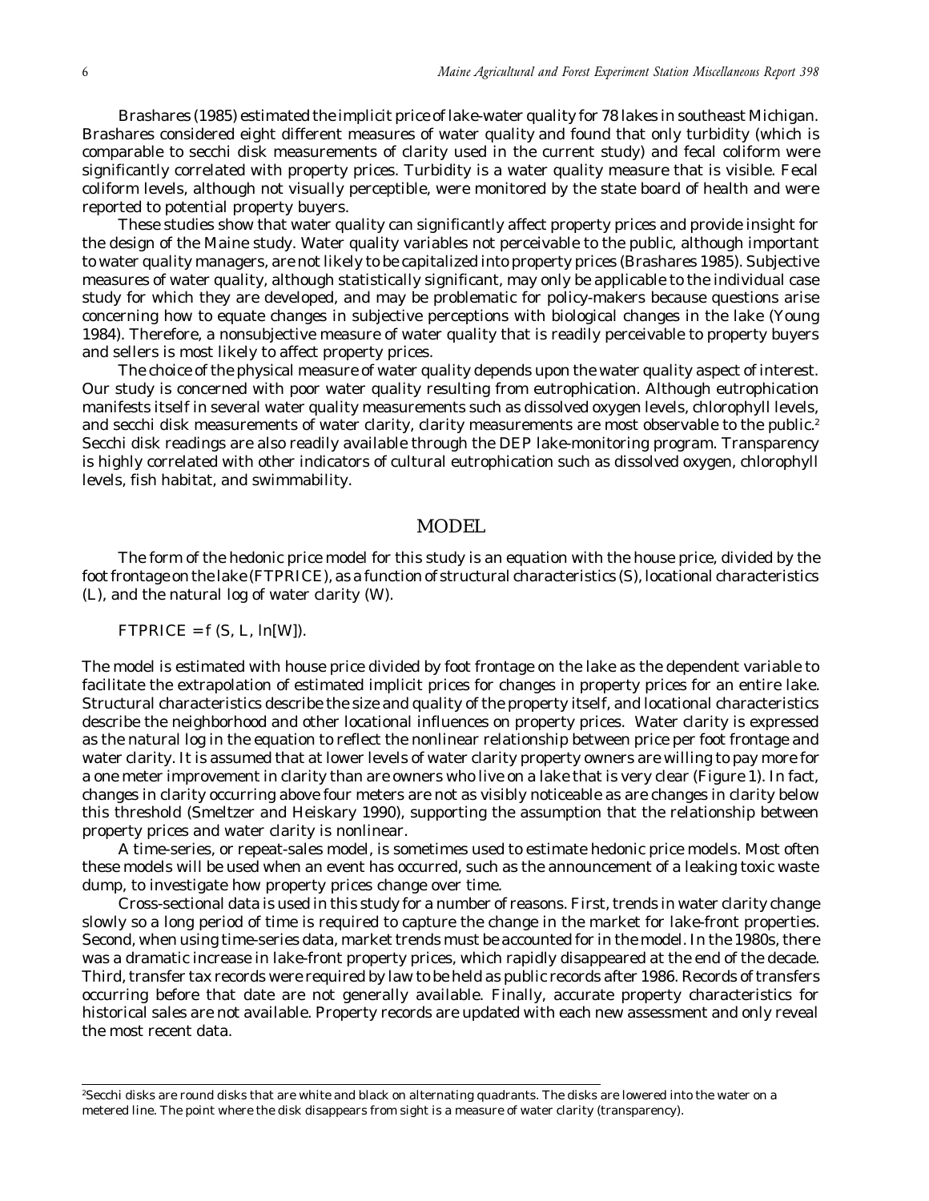Brashares (1985) estimated the implicit price of lake-water quality for 78 lakes in southeast Michigan. Brashares considered eight different measures of water quality and found that only turbidity (which is comparable to secchi disk measurements of clarity used in the current study) and fecal coliform were significantly correlated with property prices. Turbidity is a water quality measure that is visible. Fecal coliform levels, although not visually perceptible, were monitored by the state board of health and were reported to potential property buyers.

These studies show that water quality can significantly affect property prices and provide insight for the design of the Maine study. Water quality variables not perceivable to the public, although important to water quality managers, are not likely to be capitalized into property prices (Brashares 1985). Subjective measures of water quality, although statistically significant, may only be applicable to the individual case study for which they are developed, and may be problematic for policy-makers because questions arise concerning how to equate changes in subjective perceptions with biological changes in the lake (Young 1984). Therefore, a nonsubjective measure of water quality that is readily perceivable to property buyers and sellers is most likely to affect property prices.

The choice of the physical measure of water quality depends upon the water quality aspect of interest. Our study is concerned with poor water quality resulting from eutrophication. Although eutrophication manifests itself in several water quality measurements such as dissolved oxygen levels, chlorophyll levels, and secchi disk measurements of water clarity, clarity measurements are most observable to the public.[2] Secchi disk readings are also readily available through the DEP lake-monitoring program. Transparency is highly correlated with other indicators of cultural eutrophication such as dissolved oxygen, chlorophyll levels, fish habitat, and swimmability.

## MODEL

The form of the hedonic price model for this study is an equation with the house price, divided by the foot frontage on the lake (FTPRICE), as a function of structural characteristics (S), locational characteristics (L), and the natural log of water clarity (W).

$$FTPRICE = f(S, L, \ln[W]).$$

The model is estimated with house price divided by foot frontage on the lake as the dependent variable to facilitate the extrapolation of estimated implicit prices for changes in property prices for an entire lake. Structural characteristics describe the size and quality of the property itself, and locational characteristics describe the neighborhood and other locational influences on property prices. Water clarity is expressed as the natural log in the equation to reflect the nonlinear relationship between price per foot frontage and water clarity. It is assumed that at lower levels of water clarity property owners are willing to pay more for a one meter improvement in clarity than are owners who live on a lake that is very clear (Figure 1). In fact, changes in clarity occurring above four meters are not as visibly noticeable as are changes in clarity below this threshold (Smeltzer and Heiskary 1990), supporting the assumption that the relationship between property prices and water clarity is nonlinear.

A time-series, or repeat-sales model, is sometimes used to estimate hedonic price models. Most often these models will be used when an event has occurred, such as the announcement of a leaking toxic waste dump, to investigate how property prices change over time.

Cross-sectional data is used in this study for a number of reasons. First, trends in water clarity change slowly so a long period of time is required to capture the change in the market for lake-front properties. Second, when using time-series data, market trends must be accounted for in the model. In the 1980s, there was a dramatic increase in lake-front property prices, which rapidly disappeared at the end of the decade. Third, transfer tax records were required by law to be held as public records after 1986. Records of transfers occurring before that date are not generally available. Finally, accurate property characteristics for historical sales are not available. Property records are updated with each new assessment and only reveal the most recent data.

---

[2] Secchi disks are round disks that are white and black on alternating quadrants. The disks are lowered into the water on a metered line. The point where the disk disappears from sight is a measure of water clarity (transparency).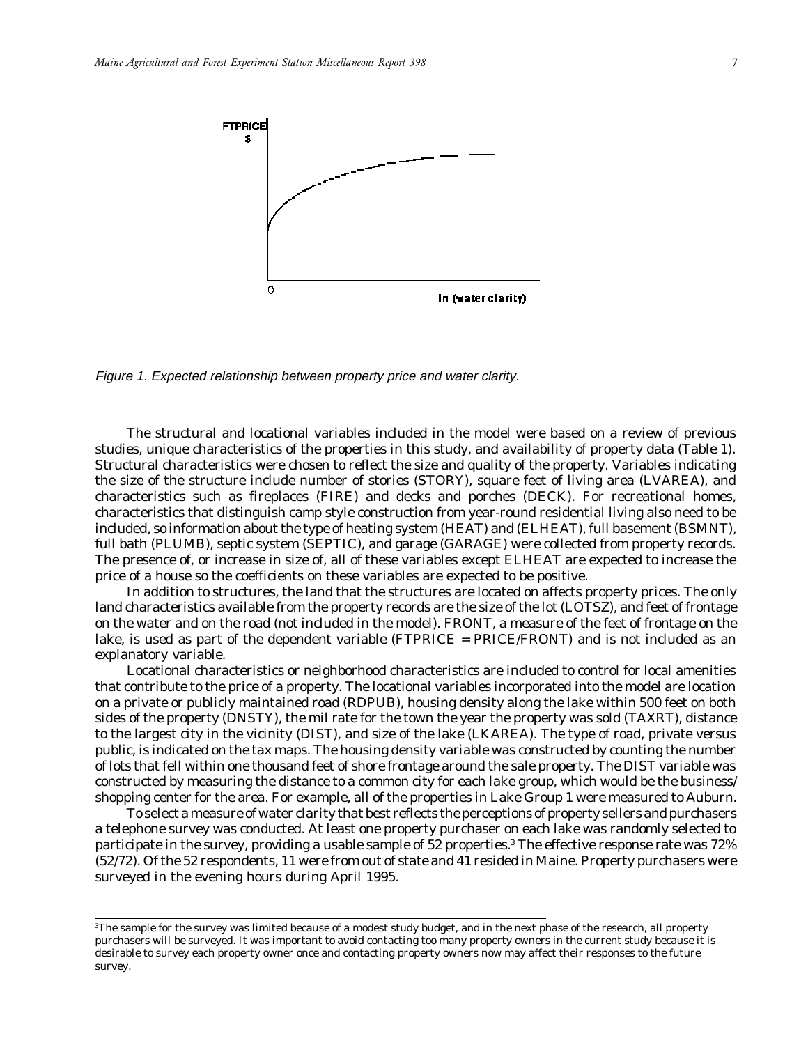Figure 1. Expected relationship between property price and water clarity.

The structural and locational variables included in the model were based on a review of previous studies, unique characteristics of the properties in this study, and availability of property data (Table 1). Structural characteristics were chosen to reflect the size and quality of the property. Variables indicating the size of the structure include number of stories (STORY), square feet of living area (LVAREA), and characteristics such as fireplaces (FIRE) and decks and porches (DECK). For recreational homes, characteristics that distinguish camp style construction from year-round residential living also need to be included, so information about the type of heating system (HEAT) and (ELHEAT), full basement (BSMNT), full bath (PLUMB), septic system (SEPTIC), and garage (GARAGE) were collected from property records. The presence of, or increase in size of, all of these variables except ELHEAT are expected to increase the price of a house so the coefficients on these variables are expected to be positive.

In addition to structures, the land that the structures are located on affects property prices. The only land characteristics available from the property records are the size of the lot (LOTSZ), and feet of frontage on the water and on the road (not included in the model). FRONT, a measure of the feet of frontage on the lake, is used as part of the dependent variable (FTPRICE = PRICE/FRONT) and is not included as an explanatory variable.

Locational characteristics or neighborhood characteristics are included to control for local amenities that contribute to the price of a property. The locational variables incorporated into the model are location on a private or publicly maintained road (RDPUB), housing density along the lake within 500 feet on both sides of the property (DNSTY), the mil rate for the town the year the property was sold (TAXRT), distance to the largest city in the vicinity (DIST), and size of the lake (LKAREA). The type of road, private versus public, is indicated on the tax maps. The housing density variable was constructed by counting the number of lots that fell within one thousand feet of shore frontage around the sale property. The DIST variable was constructed by measuring the distance to a common city for each lake group, which would be the business/shopping center for the area. For example, all of the properties in Lake Group 1 were measured to Auburn.

To select a measure of water clarity that best reflects the perceptions of property sellers and purchasers a telephone survey was conducted. At least one property purchaser on each lake was randomly selected to participate in the survey, providing a usable sample of 52 properties.[3] The effective response rate was 72% (52/72). Of the 52 respondents, 11 were from out of state and 41 resided in Maine. Property purchasers were surveyed in the evening hours during April 1995.

[3]The sample for the survey was limited because of a modest study budget, and in the next phase of the research, all property purchasers will be surveyed. It was important to avoid contacting too many property owners in the current study because it is desirable to survey each property owner once and contacting property owners now may affect their responses to the future survey.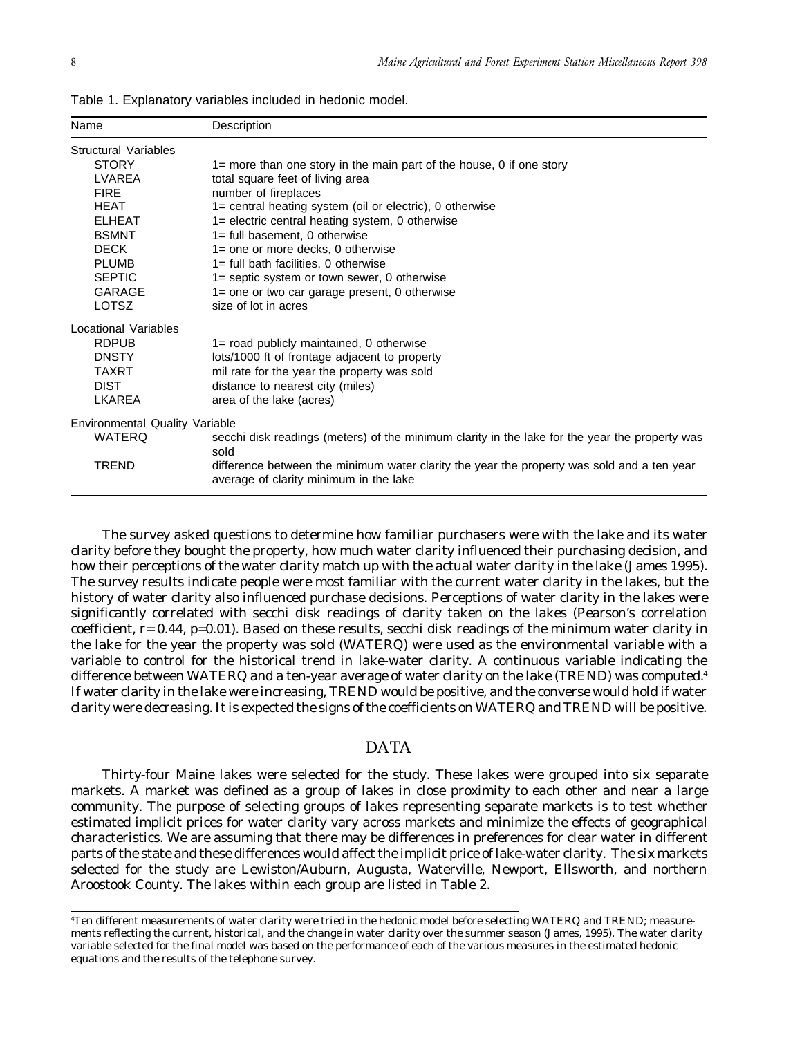Table 1. Explanatory variables included in hedonic model.

| Name | Description |
|---|---|
| **Structural Variables** | |
| STORY | 1= more than one story in the main part of the house, 0 if one story |
| LVAREA | total square feet of living area |
| FIRE | number of fireplaces |
| HEAT | 1= central heating system (oil or electric), 0 otherwise |
| ELHEAT | 1= electric central heating system, 0 otherwise |
| BSMNT | 1= full basement, 0 otherwise |
| DECK | 1= one or more decks, 0 otherwise |
| PLUMB | 1= full bath facilities, 0 otherwise |
| SEPTIC | 1= septic system or town sewer, 0 otherwise |
| GARAGE | 1= one or two car garage present, 0 otherwise |
| LOTSZ | size of lot in acres |
| **Locational Variables** | |
| RDPUB | 1= road publicly maintained, 0 otherwise |
| DNSTY | lots/1000 ft of frontage adjacent to property |
| TAXRT | mil rate for the year the property was sold |
| DIST | distance to nearest city (miles) |
| LKAREA | area of the lake (acres) |
| **Environmental Quality Variable** | |
| WATERQ | secchi disk readings (meters) of the minimum clarity in the lake for the year the property was sold |
| TREND | difference between the minimum water clarity the year the property was sold and a ten year average of clarity minimum in the lake |

The survey asked questions to determine how familiar purchasers were with the lake and its water clarity before they bought the property, how much water clarity influenced their purchasing decision, and how their perceptions of the water clarity match up with the actual water clarity in the lake (James 1995). The survey results indicate people were most familiar with the current water clarity in the lakes, but the history of water clarity also influenced purchase decisions. Perceptions of water clarity in the lakes were significantly correlated with secchi disk readings of clarity taken on the lakes (Pearson's correlation coefficient, $r= 0.44$, $p=0.01$). Based on these results, secchi disk readings of the minimum water clarity in the lake for the year the property was sold (WATERQ) were used as the environmental variable with a variable to control for the historical trend in lake-water clarity. A continuous variable indicating the difference between WATERQ and a ten-year average of water clarity on the lake (TREND) was computed.[4] If water clarity in the lake were increasing, TREND would be positive, and the converse would hold if water clarity were decreasing. It is expected the signs of the coefficients on WATERQ and TREND will be positive.

## DATA

Thirty-four Maine lakes were selected for the study. These lakes were grouped into six separate markets. A market was defined as a group of lakes in close proximity to each other and near a large community. The purpose of selecting groups of lakes representing separate markets is to test whether estimated implicit prices for water clarity vary across markets and minimize the effects of geographical characteristics. We are assuming that there may be differences in preferences for clear water in different parts of the state and these differences would affect the implicit price of lake-water clarity. The six markets selected for the study are Lewiston/Auburn, Augusta, Waterville, Newport, Ellsworth, and northern Aroostook County. The lakes within each group are listed in Table 2.

[4]Ten different measurements of water clarity were tried in the hedonic model before selecting WATERQ and TREND; measurements reflecting the current, historical, and the change in water clarity over the summer season (James, 1995). The water clarity variable selected for the final model was based on the performance of each of the various measures in the estimated hedonic equations and the results of the telephone survey.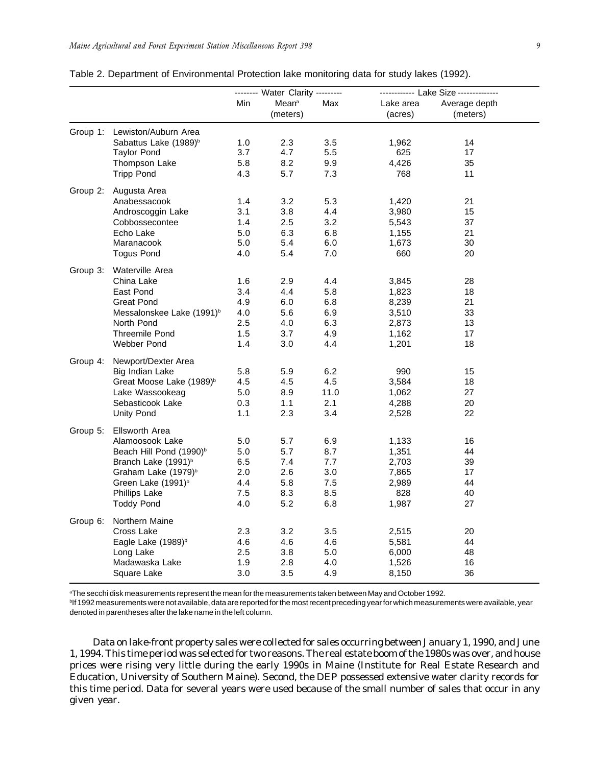Table 2. Department of Environmental Protection lake monitoring data for study lakes (1992).

| | | Water Clarity | | | Lake Size | |
|---|---|---|---|---|---|---|
| | | Min | Mean[a] (meters) | Max | Lake area (acres) | Average depth (meters) |
| Group 1: | Lewiston/Auburn Area | | | | | |
| | Sabattus Lake (1989)[b] | 1.0 | 2.3 | 3.5 | 1,962 | 14 |
| | Taylor Pond | 3.7 | 4.7 | 5.5 | 625 | 17 |
| | Thompson Lake | 5.8 | 8.2 | 9.9 | 4,426 | 35 |
| | Tripp Pond | 4.3 | 5.7 | 7.3 | 768 | 11 |
| Group 2: | Augusta Area | | | | | |
| | Anabessacook | 1.4 | 3.2 | 5.3 | 1,420 | 21 |
| | Androscoggin Lake | 3.1 | 3.8 | 4.4 | 3,980 | 15 |
| | Cobbossecontee | 1.4 | 2.5 | 3.2 | 5,543 | 37 |
| | Echo Lake | 5.0 | 6.3 | 6.8 | 1,155 | 21 |
| | Maranacook | 5.0 | 5.4 | 6.0 | 1,673 | 30 |
| | Togus Pond | 4.0 | 5.4 | 7.0 | 660 | 20 |
| Group 3: | Waterville Area | | | | | |
| | China Lake | 1.6 | 2.9 | 4.4 | 3,845 | 28 |
| | East Pond | 3.4 | 4.4 | 5.8 | 1,823 | 18 |
| | Great Pond | 4.9 | 6.0 | 6.8 | 8,239 | 21 |
| | Messalonskee Lake (1991)[b] | 4.0 | 5.6 | 6.9 | 3,510 | 33 |
| | North Pond | 2.5 | 4.0 | 6.3 | 2,873 | 13 |
| | Threemile Pond | 1.5 | 3.7 | 4.9 | 1,162 | 17 |
| | Webber Pond | 1.4 | 3.0 | 4.4 | 1,201 | 18 |
| Group 4: | Newport/Dexter Area | | | | | |
| | Big Indian Lake | 5.8 | 5.9 | 6.2 | 990 | 15 |
| | Great Moose Lake (1989)[b] | 4.5 | 4.5 | 4.5 | 3,584 | 18 |
| | Lake Wassookeag | 5.0 | 8.9 | 11.0 | 1,062 | 27 |
| | Sebasticook Lake | 0.3 | 1.1 | 2.1 | 4,288 | 20 |
| | Unity Pond | 1.1 | 2.3 | 3.4 | 2,528 | 22 |
| Group 5: | Ellsworth Area | | | | | |
| | Alamoosook Lake | 5.0 | 5.7 | 6.9 | 1,133 | 16 |
| | Beach Hill Pond (1990)[b] | 5.0 | 5.7 | 8.7 | 1,351 | 44 |
| | Branch Lake (1991)[b] | 6.5 | 7.4 | 7.7 | 2,703 | 39 |
| | Graham Lake (1979)[b] | 2.0 | 2.6 | 3.0 | 7,865 | 17 |
| | Green Lake (1991)[b] | 4.4 | 5.8 | 7.5 | 2,989 | 44 |
| | Phillips Lake | 7.5 | 8.3 | 8.5 | 828 | 40 |
| | Toddy Pond | 4.0 | 5.2 | 6.8 | 1,987 | 27 |
| Group 6: | Northern Maine | | | | | |
| | Cross Lake | 2.3 | 3.2 | 3.5 | 2,515 | 20 |
| | Eagle Lake (1989)[b] | 4.6 | 4.6 | 4.6 | 5,581 | 44 |
| | Long Lake | 2.5 | 3.8 | 5.0 | 6,000 | 48 |
| | Madawaska Lake | 1.9 | 2.8 | 4.0 | 1,526 | 16 |
| | Square Lake | 3.0 | 3.5 | 4.9 | 8,150 | 36 |

[a]The secchi disk measurements represent the mean for the measurements taken between May and October 1992.
[b]If 1992 measurements were not available, data are reported for the most recent preceding year for which measurements were available, year denoted in parentheses after the lake name in the left column.

Data on lake-front property sales were collected for sales occurring between January 1, 1990, and June 1, 1994. This time period was selected for two reasons. The real estate boom of the 1980s was over, and house prices were rising very little during the early 1990s in Maine (Institute for Real Estate Research and Education, University of Southern Maine). Second, the DEP possessed extensive water clarity records for this time period. Data for several years were used because of the small number of sales that occur in any given year.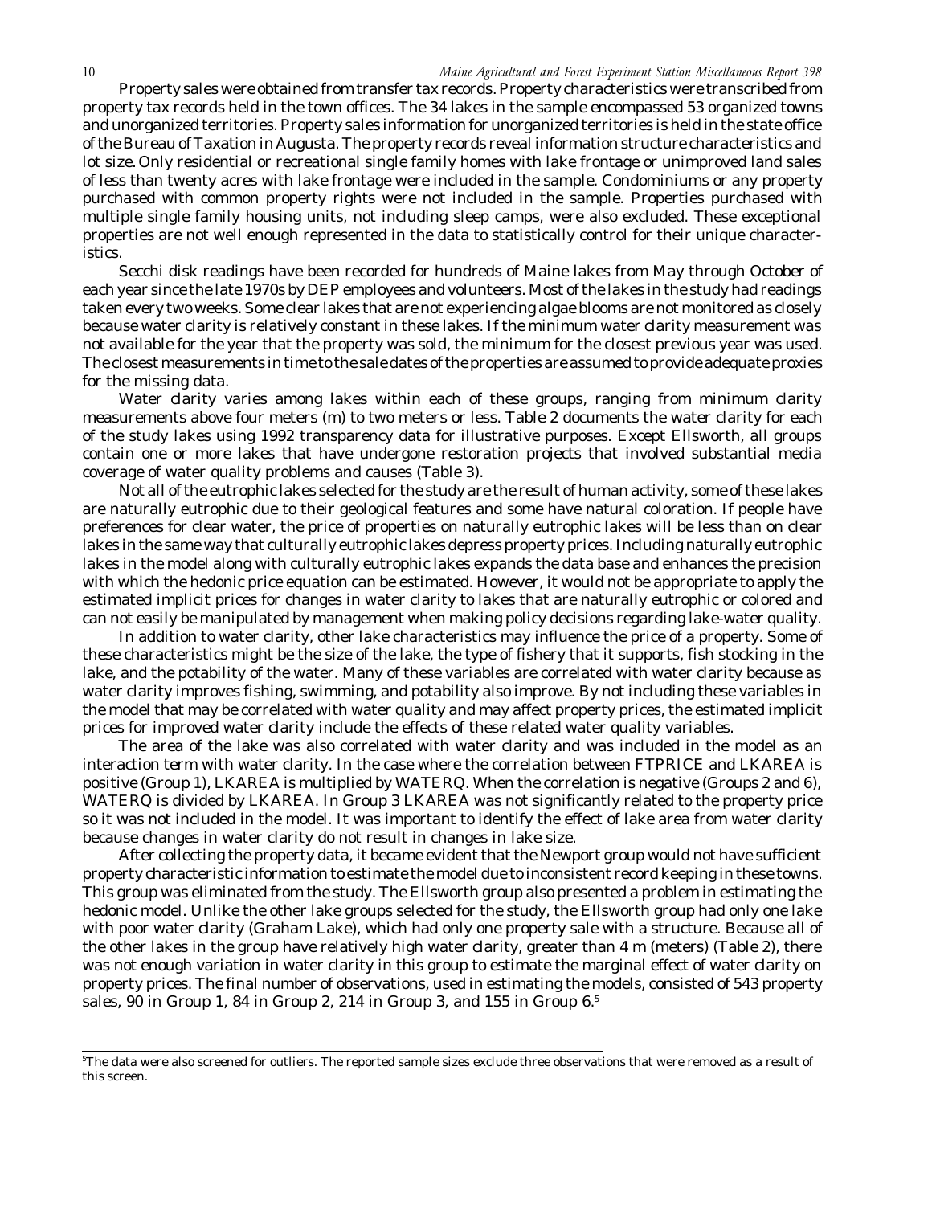Property sales were obtained from transfer tax records. Property characteristics were transcribed from property tax records held in the town offices. The 34 lakes in the sample encompassed 53 organized towns and unorganized territories. Property sales information for unorganized territories is held in the state office of the Bureau of Taxation in Augusta. The property records reveal information structure characteristics and lot size. Only residential or recreational single family homes with lake frontage or unimproved land sales of less than twenty acres with lake frontage were included in the sample. Condominiums or any property purchased with common property rights were not included in the sample. Properties purchased with multiple single family housing units, not including sleep camps, were also excluded. These exceptional properties are not well enough represented in the data to statistically control for their unique characteristics.

Secchi disk readings have been recorded for hundreds of Maine lakes from May through October of each year since the late 1970s by DEP employees and volunteers. Most of the lakes in the study had readings taken every two weeks. Some clear lakes that are not experiencing algae blooms are not monitored as closely because water clarity is relatively constant in these lakes. If the minimum water clarity measurement was not available for the year that the property was sold, the minimum for the closest previous year was used. The closest measurements in time to the sale dates of the properties are assumed to provide adequate proxies for the missing data.

Water clarity varies among lakes within each of these groups, ranging from minimum clarity measurements above four meters (m) to two meters or less. Table 2 documents the water clarity for each of the study lakes using 1992 transparency data for illustrative purposes. Except Ellsworth, all groups contain one or more lakes that have undergone restoration projects that involved substantial media coverage of water quality problems and causes (Table 3).

Not all of the eutrophic lakes selected for the study are the result of human activity, some of these lakes are naturally eutrophic due to their geological features and some have natural coloration. If people have preferences for clear water, the price of properties on naturally eutrophic lakes will be less than on clear lakes in the same way that culturally eutrophic lakes depress property prices. Including naturally eutrophic lakes in the model along with culturally eutrophic lakes expands the data base and enhances the precision with which the hedonic price equation can be estimated. However, it would not be appropriate to apply the estimated implicit prices for changes in water clarity to lakes that are naturally eutrophic or colored and can not easily be manipulated by management when making policy decisions regarding lake-water quality.

In addition to water clarity, other lake characteristics may influence the price of a property. Some of these characteristics might be the size of the lake, the type of fishery that it supports, fish stocking in the lake, and the potability of the water. Many of these variables are correlated with water clarity because as water clarity improves fishing, swimming, and potability also improve. By not including these variables in the model that may be correlated with water quality and may affect property prices, the estimated implicit prices for improved water clarity include the effects of these related water quality variables.

The area of the lake was also correlated with water clarity and was included in the model as an interaction term with water clarity. In the case where the correlation between FTPRICE and LKAREA is positive (Group 1), LKAREA is multiplied by WATERQ. When the correlation is negative (Groups 2 and 6), WATERQ is divided by LKAREA. In Group 3 LKAREA was not significantly related to the property price so it was not included in the model. It was important to identify the effect of lake area from water clarity because changes in water clarity do not result in changes in lake size.

After collecting the property data, it became evident that the Newport group would not have sufficient property characteristic information to estimate the model due to inconsistent record keeping in these towns. This group was eliminated from the study. The Ellsworth group also presented a problem in estimating the hedonic model. Unlike the other lake groups selected for the study, the Ellsworth group had only one lake with poor water clarity (Graham Lake), which had only one property sale with a structure. Because all of the other lakes in the group have relatively high water clarity, greater than 4 m (meters) (Table 2), there was not enough variation in water clarity in this group to estimate the marginal effect of water clarity on property prices. The final number of observations, used in estimating the models, consisted of 543 property sales, 90 in Group 1, 84 in Group 2, 214 in Group 3, and 155 in Group 6.[5]

---

[5]The data were also screened for outliers. The reported sample sizes exclude three observations that were removed as a result of this screen.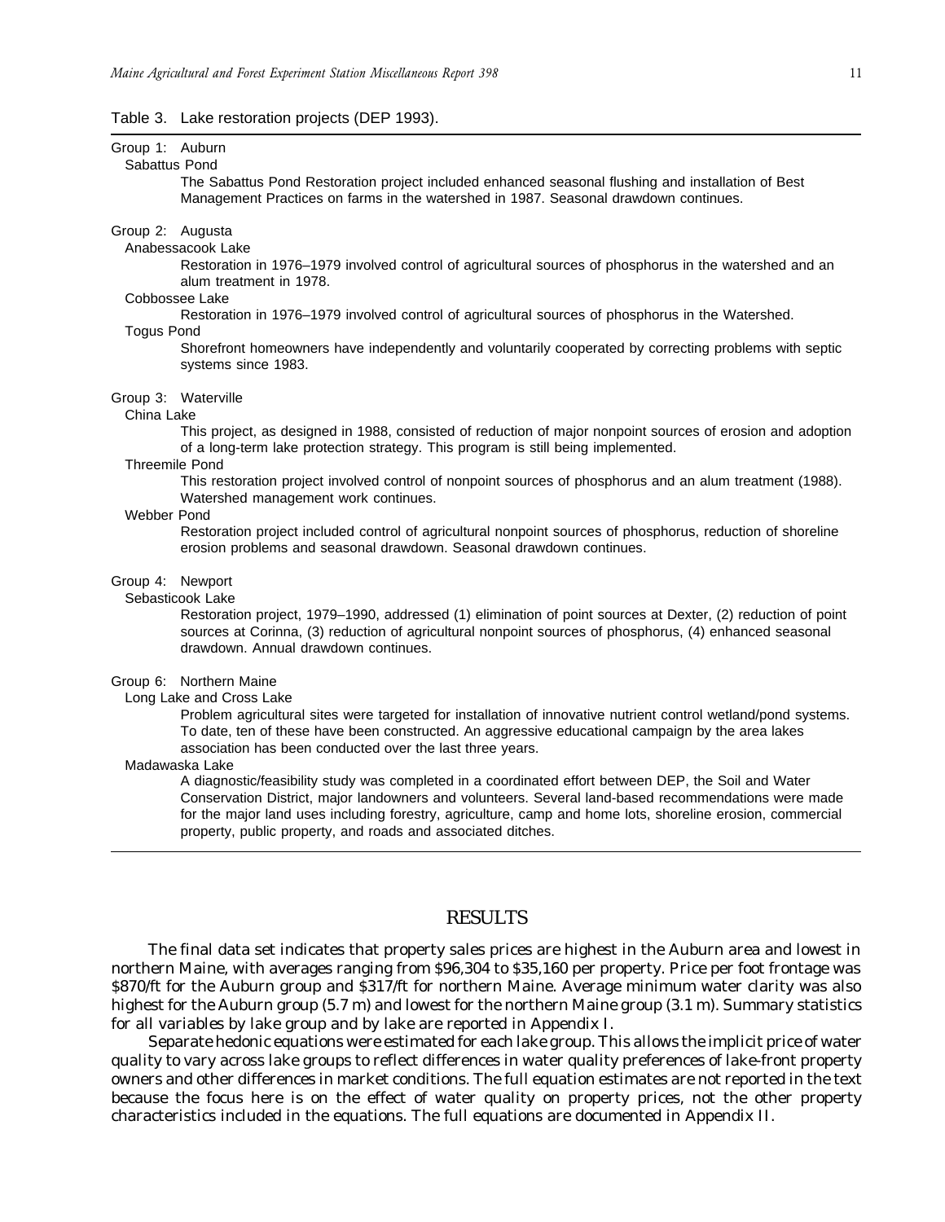Table 3. Lake restoration projects (DEP 1993).

Group 1: Auburn

Sabattus Pond

The Sabattus Pond Restoration project included enhanced seasonal flushing and installation of Best Management Practices on farms in the watershed in 1987. Seasonal drawdown continues.

Group 2: Augusta

Anabessacook Lake

Restoration in 1976–1979 involved control of agricultural sources of phosphorus in the watershed and an alum treatment in 1978.

Cobbossee Lake

Restoration in 1976–1979 involved control of agricultural sources of phosphorus in the Watershed.

Togus Pond

Shorefront homeowners have independently and voluntarily cooperated by correcting problems with septic systems since 1983.

Group 3: Waterville

China Lake

This project, as designed in 1988, consisted of reduction of major nonpoint sources of erosion and adoption of a long-term lake protection strategy. This program is still being implemented.

Threemile Pond

This restoration project involved control of nonpoint sources of phosphorus and an alum treatment (1988). Watershed management work continues.

Webber Pond

Restoration project included control of agricultural nonpoint sources of phosphorus, reduction of shoreline erosion problems and seasonal drawdown. Seasonal drawdown continues.

Group 4: Newport

Sebasticook Lake

Restoration project, 1979–1990, addressed (1) elimination of point sources at Dexter, (2) reduction of point sources at Corinna, (3) reduction of agricultural nonpoint sources of phosphorus, (4) enhanced seasonal drawdown. Annual drawdown continues.

Group 6: Northern Maine

Long Lake and Cross Lake

Problem agricultural sites were targeted for installation of innovative nutrient control wetland/pond systems. To date, ten of these have been constructed. An aggressive educational campaign by the area lakes association has been conducted over the last three years.

Madawaska Lake

A diagnostic/feasibility study was completed in a coordinated effort between DEP, the Soil and Water Conservation District, major landowners and volunteers. Several land-based recommendations were made for the major land uses including forestry, agriculture, camp and home lots, shoreline erosion, commercial property, public property, and roads and associated ditches.

## RESULTS

The final data set indicates that property sales prices are highest in the Auburn area and lowest in northern Maine, with averages ranging from $96,304 to $35,160 per property. Price per foot frontage was $870/ft for the Auburn group and $317/ft for northern Maine. Average minimum water clarity was also highest for the Auburn group (5.7 m) and lowest for the northern Maine group (3.1 m). Summary statistics for all variables by lake group and by lake are reported in Appendix I.

Separate hedonic equations were estimated for each lake group. This allows the implicit price of water quality to vary across lake groups to reflect differences in water quality preferences of lake-front property owners and other differences in market conditions. The full equation estimates are not reported in the text because the focus here is on the effect of water quality on property prices, not the other property characteristics included in the equations. The full equations are documented in Appendix II.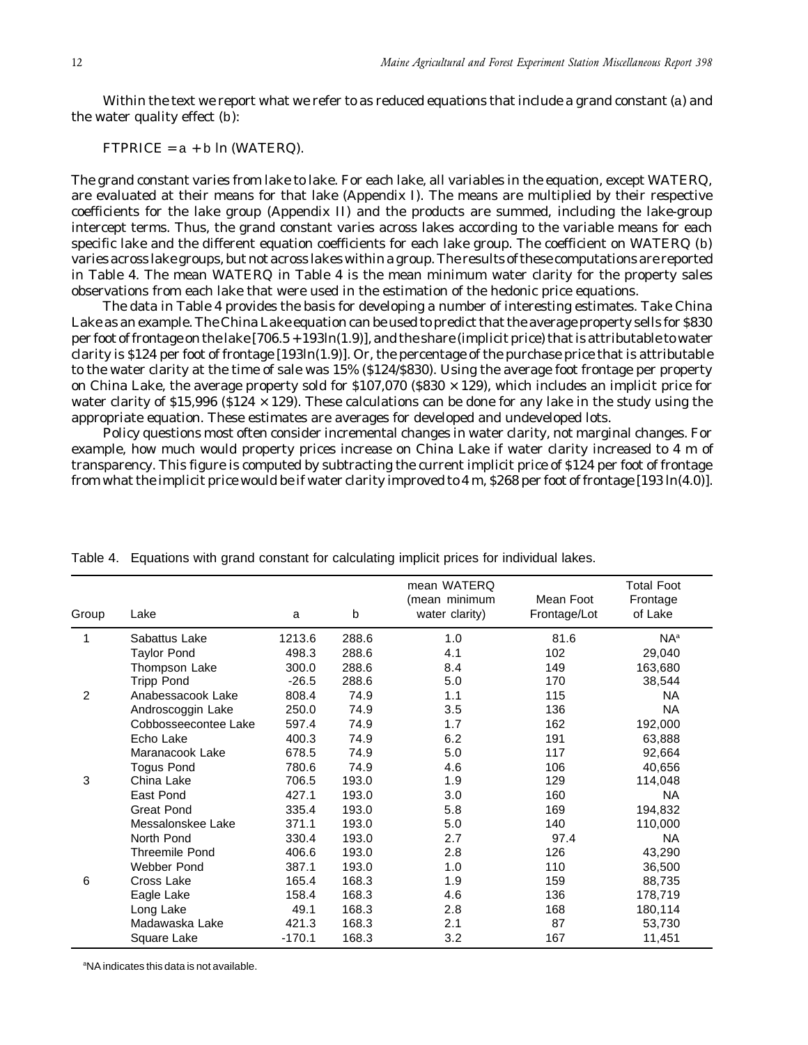Within the text we report what we refer to as reduced equations that include a grand constant (a) and the water quality effect (b):

$$FTPRICE = a + b \ln (WATERQ).$$

The grand constant varies from lake to lake. For each lake, all variables in the equation, except WATERQ, are evaluated at their means for that lake (Appendix I). The means are multiplied by their respective coefficients for the lake group (Appendix II) and the products are summed, including the lake-group intercept terms. Thus, the grand constant varies across lakes according to the variable means for each specific lake and the different equation coefficients for each lake group. The coefficient on WATERQ (b) varies across lake groups, but not across lakes within a group. The results of these computations are reported in Table 4. The mean WATERQ in Table 4 is the mean minimum water clarity for the property sales observations from each lake that were used in the estimation of the hedonic price equations.

The data in Table 4 provides the basis for developing a number of interesting estimates. Take China Lake as an example. The China Lake equation can be used to predict that the average property sells for \$830 per foot of frontage on the lake [706.5 + 193ln(1.9)], and the share (implicit price) that is attributable to water clarity is \$124 per foot of frontage [193ln(1.9)]. Or, the percentage of the purchase price that is attributable to the water clarity at the time of sale was 15% (\$124/\$830). Using the average foot frontage per property on China Lake, the average property sold for \$107,070 (\$830 × 129), which includes an implicit price for water clarity of \$15,996 (\$124 × 129). These calculations can be done for any lake in the study using the appropriate equation. These estimates are averages for developed and undeveloped lots.

Policy questions most often consider incremental changes in water clarity, not marginal changes. For example, how much would property prices increase on China Lake if water clarity increased to 4 m of transparency. This figure is computed by subtracting the current implicit price of \$124 per foot of frontage from what the implicit price would be if water clarity improved to 4 m, \$268 per foot of frontage [193 ln(4.0)].

Table 4. Equations with grand constant for calculating implicit prices for individual lakes.

| Group | Lake | a | b | mean WATERQ (mean minimum water clarity) | Mean Foot Frontage/Lot | Total Foot Frontage of Lake |
|---|---|---|---|---|---|---|
| 1 | Sabattus Lake | 1213.6 | 288.6 | 1.0 | 81.6 | NA[a] |
| | Taylor Pond | 498.3 | 288.6 | 4.1 | 102 | 29,040 |
| | Thompson Lake | 300.0 | 288.6 | 8.4 | 149 | 163,680 |
| | Tripp Pond | -26.5 | 288.6 | 5.0 | 170 | 38,544 |
| 2 | Anabessacook Lake | 808.4 | 74.9 | 1.1 | 115 | NA |
| | Androscoggin Lake | 250.0 | 74.9 | 3.5 | 136 | NA |
| | Cobbosseecontee Lake | 597.4 | 74.9 | 1.7 | 162 | 192,000 |
| | Echo Lake | 400.3 | 74.9 | 6.2 | 191 | 63,888 |
| | Maranacook Lake | 678.5 | 74.9 | 5.0 | 117 | 92,664 |
| | Togus Pond | 780.6 | 74.9 | 4.6 | 106 | 40,656 |
| 3 | China Lake | 706.5 | 193.0 | 1.9 | 129 | 114,048 |
| | East Pond | 427.1 | 193.0 | 3.0 | 160 | NA |
| | Great Pond | 335.4 | 193.0 | 5.8 | 169 | 194,832 |
| | Messalonskee Lake | 371.1 | 193.0 | 5.0 | 140 | 110,000 |
| | North Pond | 330.4 | 193.0 | 2.7 | 97.4 | NA |
| | Threemile Pond | 406.6 | 193.0 | 2.8 | 126 | 43,290 |
| | Webber Pond | 387.1 | 193.0 | 1.0 | 110 | 36,500 |
| 6 | Cross Lake | 165.4 | 168.3 | 1.9 | 159 | 88,735 |
| | Eagle Lake | 158.4 | 168.3 | 4.6 | 136 | 178,719 |
| | Long Lake | 49.1 | 168.3 | 2.8 | 168 | 180,114 |
| | Madawaska Lake | 421.3 | 168.3 | 2.1 | 87 | 53,730 |
| | Square Lake | -170.1 | 168.3 | 3.2 | 167 | 11,451 |

[a]NA indicates this data is not available.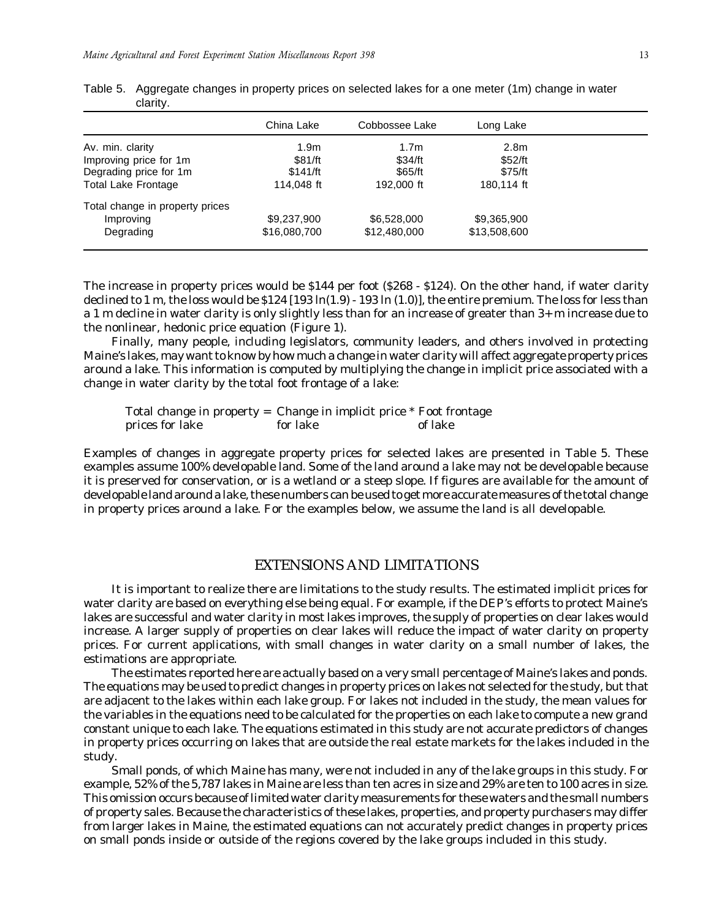Table 5. Aggregate changes in property prices on selected lakes for a one meter (1m) change in water clarity.

| | China Lake | Cobbossee Lake | Long Lake |
|---|---|---|---|
| Av. min. clarity | 1.9m | 1.7m | 2.8m |
| Improving price for 1m | $81/ft | $34/ft | $52/ft |
| Degrading price for 1m | $141/ft | $65/ft | $75/ft |
| Total Lake Frontage | 114,048 ft | 192,000 ft | 180,114 ft |
| Total change in property prices | | | |
| Improving | $9,237,900 | $6,528,000 | $9,365,900 |
| Degrading | $16,080,700 | $12,480,000 | $13,508,600 |

The increase in property prices would be $144 per foot ($268 - $124). On the other hand, if water clarity declined to 1 m, the loss would be $124 [193 ln(1.9) - 193 ln (1.0)], the entire premium. The loss for less than a 1 m decline in water clarity is only slightly less than for an increase of greater than 3+ m increase due to the nonlinear, hedonic price equation (Figure 1).

Finally, many people, including legislators, community leaders, and others involved in protecting Maine's lakes, may want to know by how much a change in water clarity will affect aggregate property prices around a lake. This information is computed by multiplying the change in implicit price associated with a change in water clarity by the total foot frontage of a lake:

Total change in property prices for lake = Change in implicit price for lake * Foot frontage of lake

Examples of changes in aggregate property prices for selected lakes are presented in Table 5. These examples assume 100% developable land. Some of the land around a lake may not be developable because it is preserved for conservation, or is a wetland or a steep slope. If figures are available for the amount of developable land around a lake, these numbers can be used to get more accurate measures of the total change in property prices around a lake. For the examples below, we assume the land is all developable.

## EXTENSIONS AND LIMITATIONS

It is important to realize there are limitations to the study results. The estimated implicit prices for water clarity are based on everything else being equal. For example, if the DEP's efforts to protect Maine's lakes are successful and water clarity in most lakes improves, the supply of properties on clear lakes would increase. A larger supply of properties on clear lakes will reduce the impact of water clarity on property prices. For current applications, with small changes in water clarity on a small number of lakes, the estimations are appropriate.

The estimates reported here are actually based on a very small percentage of Maine's lakes and ponds. The equations may be used to predict changes in property prices on lakes not selected for the study, but that are adjacent to the lakes within each lake group. For lakes not included in the study, the mean values for the variables in the equations need to be calculated for the properties on each lake to compute a new grand constant unique to each lake. The equations estimated in this study are not accurate predictors of changes in property prices occurring on lakes that are outside the real estate markets for the lakes included in the study.

Small ponds, of which Maine has many, were not included in any of the lake groups in this study. For example, 52% of the 5,787 lakes in Maine are less than ten acres in size and 29% are ten to 100 acres in size. This omission occurs because of limited water clarity measurements for these waters and the small numbers of property sales. Because the characteristics of these lakes, properties, and property purchasers may differ from larger lakes in Maine, the estimated equations can not accurately predict changes in property prices on small ponds inside or outside of the regions covered by the lake groups included in this study.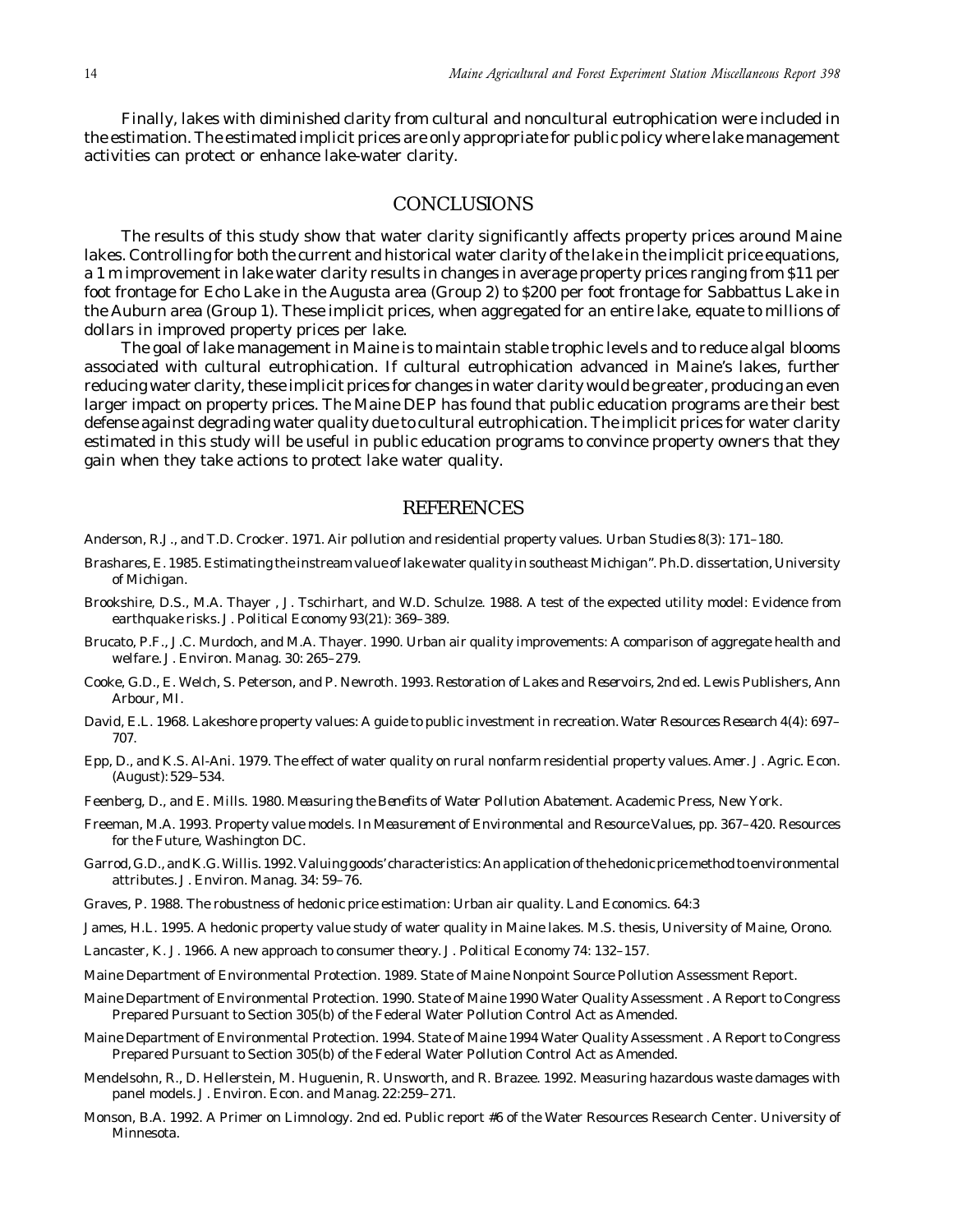Finally, lakes with diminished clarity from cultural and noncultural eutrophication were included in the estimation. The estimated implicit prices are only appropriate for public policy where lake management activities can protect or enhance lake-water clarity.

## CONCLUSIONS

The results of this study show that water clarity significantly affects property prices around Maine lakes. Controlling for both the current and historical water clarity of the lake in the implicit price equations, a 1 m improvement in lake water clarity results in changes in average property prices ranging from $11 per foot frontage for Echo Lake in the Augusta area (Group 2) to $200 per foot frontage for Sabbattus Lake in the Auburn area (Group 1). These implicit prices, when aggregated for an entire lake, equate to millions of dollars in improved property prices per lake.

The goal of lake management in Maine is to maintain stable trophic levels and to reduce algal blooms associated with cultural eutrophication. If cultural eutrophication advanced in Maine's lakes, further reducing water clarity, these implicit prices for changes in water clarity would be greater, producing an even larger impact on property prices. The Maine DEP has found that public education programs are their best defense against degrading water quality due to cultural eutrophication. The implicit prices for water clarity estimated in this study will be useful in public education programs to convince property owners that they gain when they take actions to protect lake water quality.

## REFERENCES

Anderson, R.J., and T.D. Crocker. 1971. Air pollution and residential property values. *Urban Studies* 8(3): 171–180.

Brashares, E. 1985. Estimating the instream value of lake water quality in southeast Michigan". Ph.D. dissertation, University of Michigan.

Brookshire, D.S., M.A. Thayer , J. Tschirhart, and W.D. Schulze. 1988. A test of the expected utility model: Evidence from earthquake risks. *J. Political Economy* 93(21): 369–389.

Brucato, P.F., J.C. Murdoch, and M.A. Thayer. 1990. Urban air quality improvements: A comparison of aggregate health and welfare. *J. Environ. Manag.* 30: 265–279.

Cooke, G.D., E. Welch, S. Peterson, and P. Newroth. 1993. *Restoration of Lakes and Reservoirs*, 2nd ed. Lewis Publishers, Ann Arbour, MI.

David, E.L. 1968. Lakeshore property values: A guide to public investment in recreation. *Water Resources Research* 4(4): 697–707.

Epp, D., and K.S. Al-Ani. 1979. The effect of water quality on rural nonfarm residential property values. *Amer. J. Agric. Econ.* (August): 529–534.

Feenberg, D., and E. Mills. 1980. *Measuring the Benefits of Water Pollution Abatement*. Academic Press, New York.

Freeman, M.A. 1993. Property value models. In *Measurement of Environmental and Resource Values*, pp. 367–420. Resources for the Future, Washington DC.

Garrod, G.D., and K.G. Willis. 1992. Valuing goods' characteristics: An application of the hedonic price method to environmental attributes. *J. Environ. Manag.* 34: 59–76.

Graves, P. 1988. The robustness of hedonic price estimation: Urban air quality. *Land Economics*. 64:3

James, H.L. 1995. A hedonic property value study of water quality in Maine lakes. M.S. thesis, University of Maine, Orono.

Lancaster, K. J. 1966. A new approach to consumer theory. *J. Political Economy* 74: 132–157.

Maine Department of Environmental Protection. 1989. State of Maine Nonpoint Source Pollution Assessment Report.

Maine Department of Environmental Protection. 1990. State of Maine 1990 Water Quality Assessment . A Report to Congress Prepared Pursuant to Section 305(b) of the Federal Water Pollution Control Act as Amended.

Maine Department of Environmental Protection. 1994. State of Maine 1994 Water Quality Assessment . A Report to Congress Prepared Pursuant to Section 305(b) of the Federal Water Pollution Control Act as Amended.

Mendelsohn, R., D. Hellerstein, M. Huguenin, R. Unsworth, and R. Brazee. 1992. Measuring hazardous waste damages with panel models. *J. Environ. Econ. and Manag.* 22:259–271.

Monson, B.A. 1992. A Primer on Limnology. 2nd ed. Public report #6 of the Water Resources Research Center. University of Minnesota.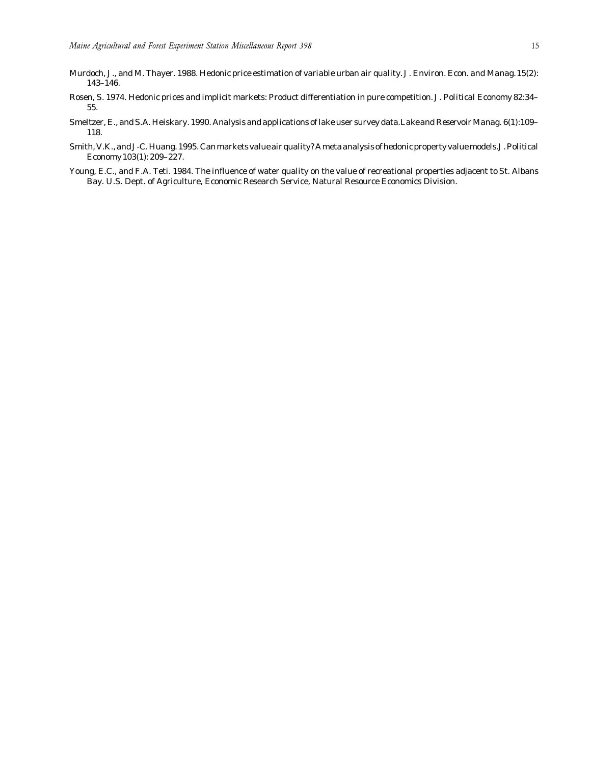Murdoch, J., and M. Thayer. 1988. Hedonic price estimation of variable urban air quality. J. Environ. Econ. and Manag. 15(2): 143–146.

Rosen, S. 1974. Hedonic prices and implicit markets: Product differentiation in pure competition. J. Political Economy 82:34–55.

Smeltzer, E., and S.A. Heiskary. 1990. Analysis and applications of lake user survey data. Lake and Reservoir Manag. 6(1):109–118.

Smith, V.K., and J-C. Huang. 1995. Can markets value air quality? A meta analysis of hedonic property value models. J. Political Economy 103(1): 209–227.

Young, E.C., and F.A. Teti. 1984. The influence of water quality on the value of recreational properties adjacent to St. Albans Bay. U.S. Dept. of Agriculture, Economic Research Service, Natural Resource Economics Division.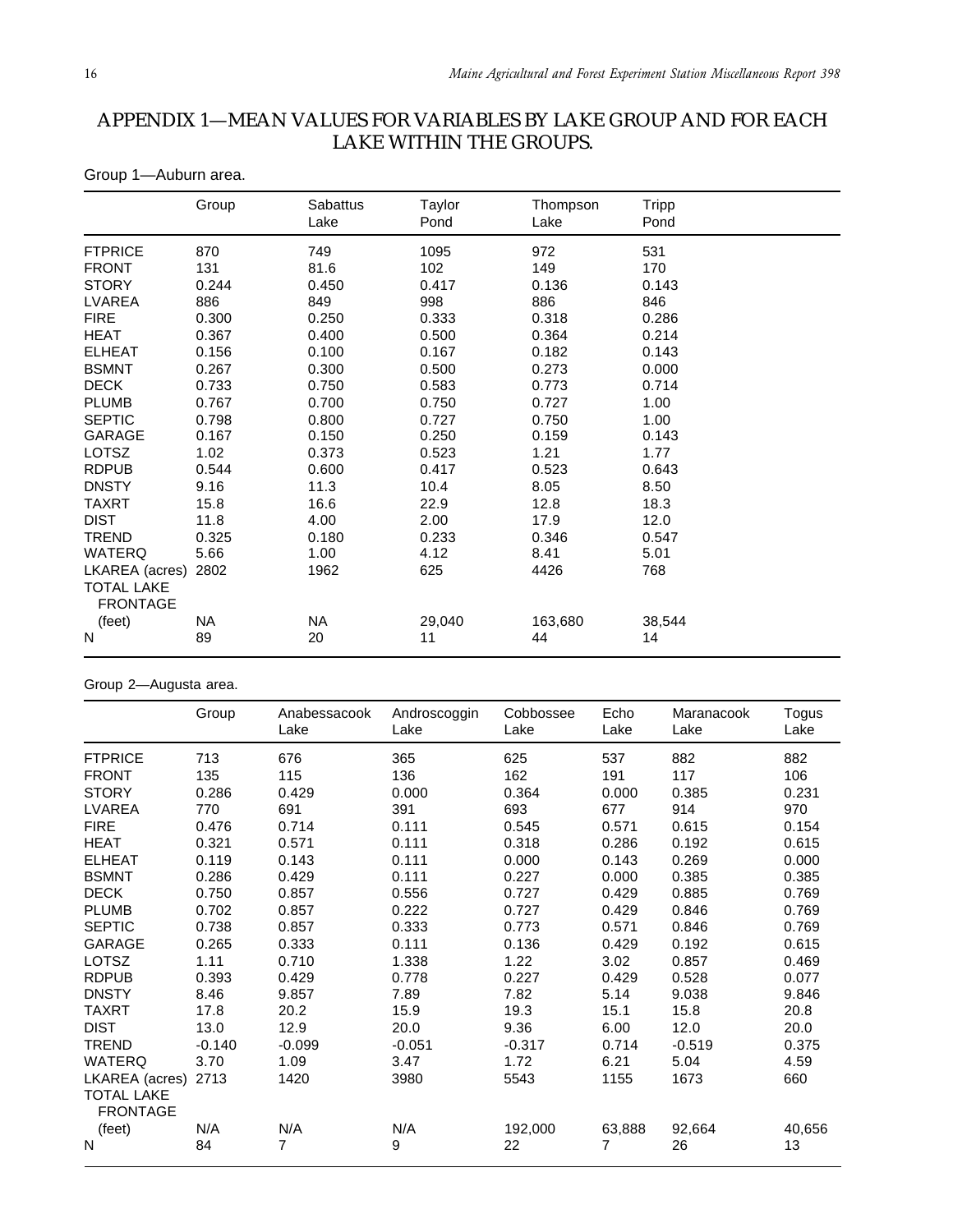# APPENDIX 1—MEAN VALUES FOR VARIABLES BY LAKE GROUP AND FOR EACH LAKE WITHIN THE GROUPS.

Group 1—Auburn area.

| | Group | Sabattus Lake | Taylor Pond | Thompson Lake | Tripp Pond |
|---|---|---|---|---|---|
| FTPRICE | 870 | 749 | 1095 | 972 | 531 |
| FRONT | 131 | 81.6 | 102 | 149 | 170 |
| STORY | 0.244 | 0.450 | 0.417 | 0.136 | 0.143 |
| LVAREA | 886 | 849 | 998 | 886 | 846 |
| FIRE | 0.300 | 0.250 | 0.333 | 0.318 | 0.286 |
| HEAT | 0.367 | 0.400 | 0.500 | 0.364 | 0.214 |
| ELHEAT | 0.156 | 0.100 | 0.167 | 0.182 | 0.143 |
| BSMNT | 0.267 | 0.300 | 0.500 | 0.273 | 0.000 |
| DECK | 0.733 | 0.750 | 0.583 | 0.773 | 0.714 |
| PLUMB | 0.767 | 0.700 | 0.750 | 0.727 | 1.00 |
| SEPTIC | 0.798 | 0.800 | 0.727 | 0.750 | 1.00 |
| GARAGE | 0.167 | 0.150 | 0.250 | 0.159 | 0.143 |
| LOTSZ | 1.02 | 0.373 | 0.523 | 1.21 | 1.77 |
| RDPUB | 0.544 | 0.600 | 0.417 | 0.523 | 0.643 |
| DNSTY | 9.16 | 11.3 | 10.4 | 8.05 | 8.50 |
| TAXRT | 15.8 | 16.6 | 22.9 | 12.8 | 18.3 |
| DIST | 11.8 | 4.00 | 2.00 | 17.9 | 12.0 |
| TREND | 0.325 | 0.180 | 0.233 | 0.346 | 0.547 |
| WATERQ | 5.66 | 1.00 | 4.12 | 8.41 | 5.01 |
| LKAREA (acres) | 2802 | 1962 | 625 | 4426 | 768 |
| TOTAL LAKE FRONTAGE (feet) | NA | NA | 29,040 | 163,680 | 38,544 |
| N | 89 | 20 | 11 | 44 | 14 |

Group 2—Augusta area.

| | Group | Anabessacook Lake | Androscoggin Lake | Cobbossee Lake | Echo Lake | Maranacook Lake | Togus Lake |
|---|---|---|---|---|---|---|---|
| FTPRICE | 713 | 676 | 365 | 625 | 537 | 882 | 882 |
| FRONT | 135 | 115 | 136 | 162 | 191 | 117 | 106 |
| STORY | 0.286 | 0.429 | 0.000 | 0.364 | 0.000 | 0.385 | 0.231 |
| LVAREA | 770 | 691 | 391 | 693 | 677 | 914 | 970 |
| FIRE | 0.476 | 0.714 | 0.111 | 0.545 | 0.571 | 0.615 | 0.154 |
| HEAT | 0.321 | 0.571 | 0.111 | 0.318 | 0.286 | 0.192 | 0.615 |
| ELHEAT | 0.119 | 0.143 | 0.111 | 0.000 | 0.143 | 0.269 | 0.000 |
| BSMNT | 0.286 | 0.429 | 0.111 | 0.227 | 0.000 | 0.385 | 0.385 |
| DECK | 0.750 | 0.857 | 0.556 | 0.727 | 0.429 | 0.885 | 0.769 |
| PLUMB | 0.702 | 0.857 | 0.222 | 0.727 | 0.429 | 0.846 | 0.769 |
| SEPTIC | 0.738 | 0.857 | 0.333 | 0.773 | 0.571 | 0.846 | 0.769 |
| GARAGE | 0.265 | 0.333 | 0.111 | 0.136 | 0.429 | 0.192 | 0.615 |
| LOTSZ | 1.11 | 0.710 | 1.338 | 1.22 | 3.02 | 0.857 | 0.469 |
| RDPUB | 0.393 | 0.429 | 0.778 | 0.227 | 0.429 | 0.528 | 0.077 |
| DNSTY | 8.46 | 9.857 | 7.89 | 7.82 | 5.14 | 9.038 | 9.846 |
| TAXRT | 17.8 | 20.2 | 15.9 | 19.3 | 15.1 | 15.8 | 20.8 |
| DIST | 13.0 | 12.9 | 20.0 | 9.36 | 6.00 | 12.0 | 20.0 |
| TREND | -0.140 | -0.099 | -0.051 | -0.317 | 0.714 | -0.519 | 0.375 |
| WATERQ | 3.70 | 1.09 | 3.47 | 1.72 | 6.21 | 5.04 | 4.59 |
| LKAREA (acres) | 2713 | 1420 | 3980 | 5543 | 1155 | 1673 | 660 |
| TOTAL LAKE FRONTAGE (feet) | N/A | N/A | N/A | 192,000 | 63,888 | 92,664 | 40,656 |
| N | 84 | 7 | 9 | 22 | 7 | 26 | 13 |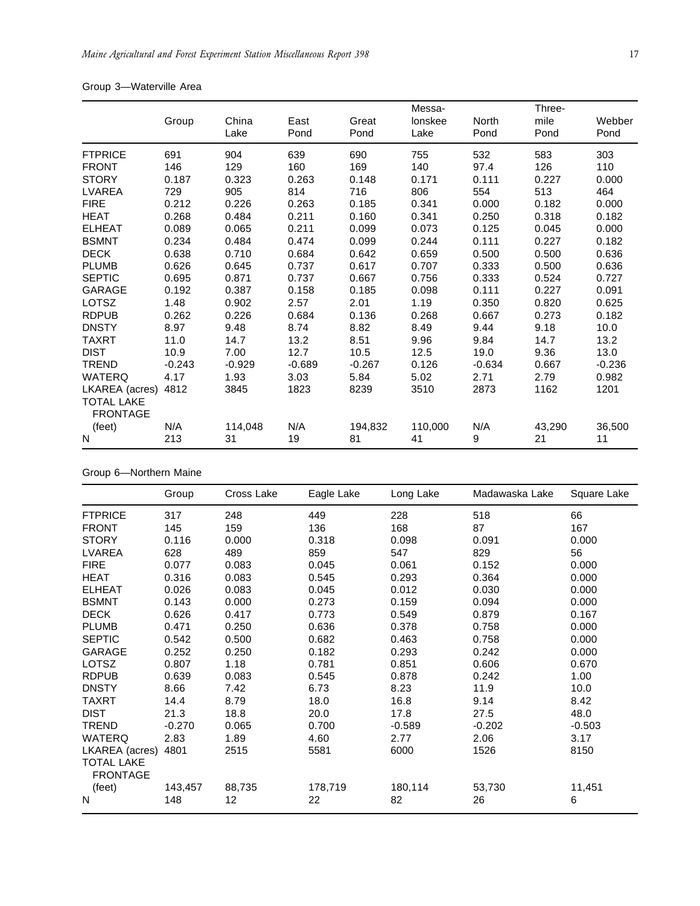Group 3—Waterville Area

| | Group | China Lake | East Pond | Great Pond | Messa-lonskee Lake | North Pond | Three-mile Pond | Webber Pond |
|---|---|---|---|---|---|---|---|---|
| FTPRICE | 691 | 904 | 639 | 690 | 755 | 532 | 583 | 303 |
| FRONT | 146 | 129 | 160 | 169 | 140 | 97.4 | 126 | 110 |
| STORY | 0.187 | 0.323 | 0.263 | 0.148 | 0.171 | 0.111 | 0.227 | 0.000 |
| LVAREA | 729 | 905 | 814 | 716 | 806 | 554 | 513 | 464 |
| FIRE | 0.212 | 0.226 | 0.263 | 0.185 | 0.341 | 0.000 | 0.182 | 0.000 |
| HEAT | 0.268 | 0.484 | 0.211 | 0.160 | 0.341 | 0.250 | 0.318 | 0.182 |
| ELHEAT | 0.089 | 0.065 | 0.211 | 0.099 | 0.073 | 0.125 | 0.045 | 0.000 |
| BSMNT | 0.234 | 0.484 | 0.474 | 0.099 | 0.244 | 0.111 | 0.227 | 0.182 |
| DECK | 0.638 | 0.710 | 0.684 | 0.642 | 0.659 | 0.500 | 0.500 | 0.636 |
| PLUMB | 0.626 | 0.645 | 0.737 | 0.617 | 0.707 | 0.333 | 0.500 | 0.636 |
| SEPTIC | 0.695 | 0.871 | 0.737 | 0.667 | 0.756 | 0.333 | 0.524 | 0.727 |
| GARAGE | 0.192 | 0.387 | 0.158 | 0.185 | 0.098 | 0.111 | 0.227 | 0.091 |
| LOTSZ | 1.48 | 0.902 | 2.57 | 2.01 | 1.19 | 0.350 | 0.820 | 0.625 |
| RDPUB | 0.262 | 0.226 | 0.684 | 0.136 | 0.268 | 0.667 | 0.273 | 0.182 |
| DNSTY | 8.97 | 9.48 | 8.74 | 8.82 | 8.49 | 9.44 | 9.18 | 10.0 |
| TAXRT | 11.0 | 14.7 | 13.2 | 8.51 | 9.96 | 9.84 | 14.7 | 13.2 |
| DIST | 10.9 | 7.00 | 12.7 | 10.5 | 12.5 | 19.0 | 9.36 | 13.0 |
| TREND | -0.243 | -0.929 | -0.689 | -0.267 | 0.126 | -0.634 | 0.667 | -0.236 |
| WATERQ | 4.17 | 1.93 | 3.03 | 5.84 | 5.02 | 2.71 | 2.79 | 0.982 |
| LKAREA (acres) | 4812 | 3845 | 1823 | 8239 | 3510 | 2873 | 1162 | 1201 |
| TOTAL LAKE FRONTAGE (feet) | N/A | 114,048 | N/A | 194,832 | 110,000 | N/A | 43,290 | 36,500 |
| N | 213 | 31 | 19 | 81 | 41 | 9 | 21 | 11 |

Group 6—Northern Maine

| | Group | Cross Lake | Eagle Lake | Long Lake | Madawaska Lake | Square Lake |
|---|---|---|---|---|---|---|
| FTPRICE | 317 | 248 | 449 | 228 | 518 | 66 |
| FRONT | 145 | 159 | 136 | 168 | 87 | 167 |
| STORY | 0.116 | 0.000 | 0.318 | 0.098 | 0.091 | 0.000 |
| LVAREA | 628 | 489 | 859 | 547 | 829 | 56 |
| FIRE | 0.077 | 0.083 | 0.045 | 0.061 | 0.152 | 0.000 |
| HEAT | 0.316 | 0.083 | 0.545 | 0.293 | 0.364 | 0.000 |
| ELHEAT | 0.026 | 0.083 | 0.045 | 0.012 | 0.030 | 0.000 |
| BSMNT | 0.143 | 0.000 | 0.273 | 0.159 | 0.094 | 0.000 |
| DECK | 0.626 | 0.417 | 0.773 | 0.549 | 0.879 | 0.167 |
| PLUMB | 0.471 | 0.250 | 0.636 | 0.378 | 0.758 | 0.000 |
| SEPTIC | 0.542 | 0.500 | 0.682 | 0.463 | 0.758 | 0.000 |
| GARAGE | 0.252 | 0.250 | 0.182 | 0.293 | 0.242 | 0.000 |
| LOTSZ | 0.807 | 1.18 | 0.781 | 0.851 | 0.606 | 0.670 |
| RDPUB | 0.639 | 0.083 | 0.545 | 0.878 | 0.242 | 1.00 |
| DNSTY | 8.66 | 7.42 | 6.73 | 8.23 | 11.9 | 10.0 |
| TAXRT | 14.4 | 8.79 | 18.0 | 16.8 | 9.14 | 8.42 |
| DIST | 21.3 | 18.8 | 20.0 | 17.8 | 27.5 | 48.0 |
| TREND | -0.270 | 0.065 | 0.700 | -0.589 | -0.202 | -0.503 |
| WATERQ | 2.83 | 1.89 | 4.60 | 2.77 | 2.06 | 3.17 |
| LKAREA (acres) | 4801 | 2515 | 5581 | 6000 | 1526 | 8150 |
| TOTAL LAKE FRONTAGE (feet) | 143,457 | 88,735 | 178,719 | 180,114 | 53,730 | 11,451 |
| N | 148 | 12 | 22 | 82 | 26 | 6 |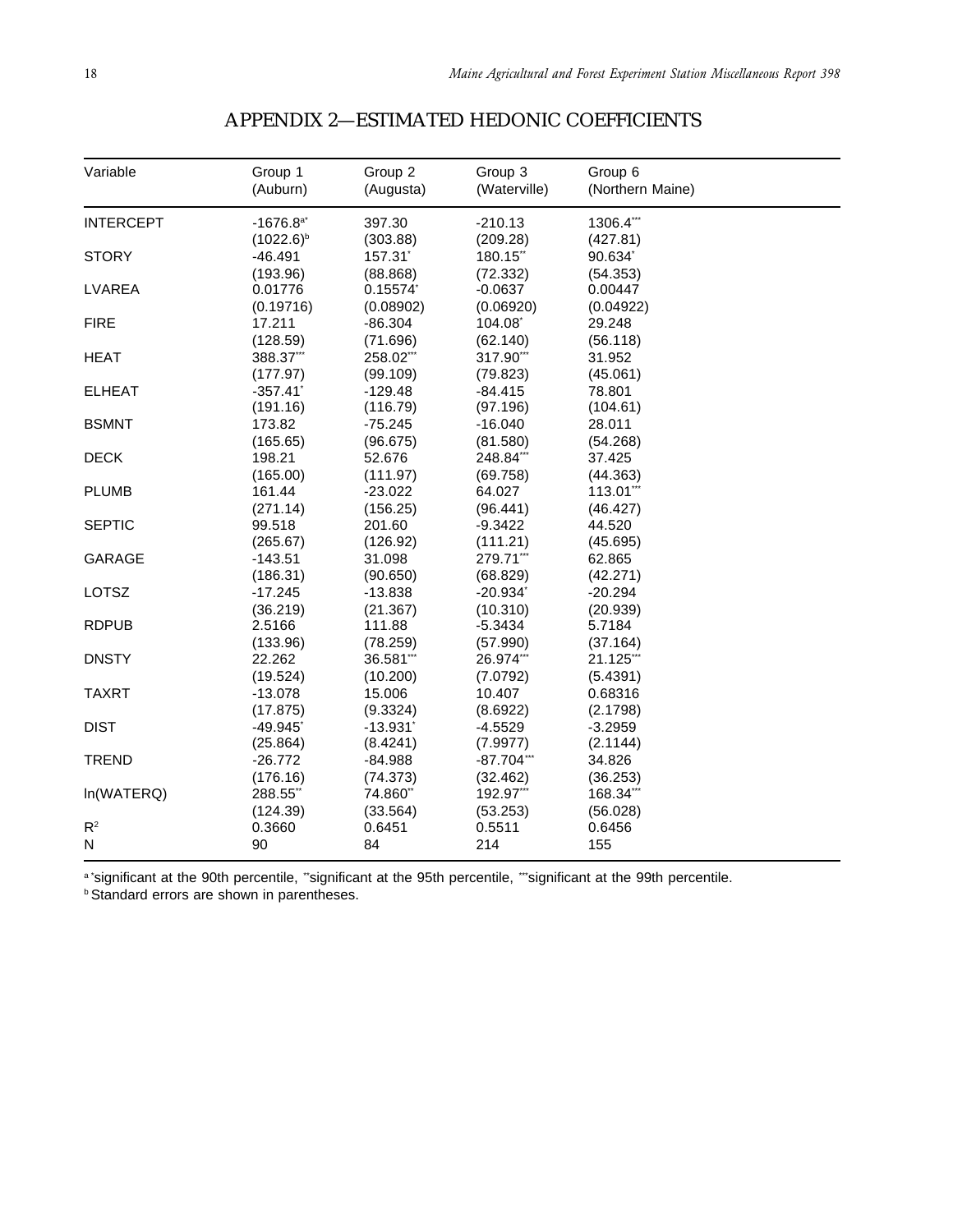## APPENDIX 2—ESTIMATED HEDONIC COEFFICIENTS

| Variable | Group 1 (Auburn) | Group 2 (Augusta) | Group 3 (Waterville) | Group 6 (Northern Maine) |
|---|---|---|---|---|
| INTERCEPT | -1676.8[a*] | 397.30 | -210.13 | 1306.4*** |
| | (1022.6)[b] | (303.88) | (209.28) | (427.81) |
| STORY | -46.491 | 157.31* | 180.15** | 90.634* |
| | (193.96) | (88.868) | (72.332) | (54.353) |
| LVAREA | 0.01776 | 0.15574* | -0.0637 | 0.00447 |
| | (0.19716) | (0.08902) | (0.06920) | (0.04922) |
| FIRE | 17.211 | -86.304 | 104.08* | 29.248 |
| | (128.59) | (71.696) | (62.140) | (56.118) |
| HEAT | 388.37*** | 258.02*** | 317.90*** | 31.952 |
| | (177.97) | (99.109) | (79.823) | (45.061) |
| ELHEAT | -357.41* | -129.48 | -84.415 | 78.801 |
| | (191.16) | (116.79) | (97.196) | (104.61) |
| BSMNT | 173.82 | -75.245 | -16.040 | 28.011 |
| | (165.65) | (96.675) | (81.580) | (54.268) |
| DECK | 198.21 | 52.676 | 248.84*** | 37.425 |
| | (165.00) | (111.97) | (69.758) | (44.363) |
| PLUMB | 161.44 | -23.022 | 64.027 | 113.01*** |
| | (271.14) | (156.25) | (96.441) | (46.427) |
| SEPTIC | 99.518 | 201.60 | -9.3422 | 44.520 |
| | (265.67) | (126.92) | (111.21) | (45.695) |
| GARAGE | -143.51 | 31.098 | 279.71*** | 62.865 |
| | (186.31) | (90.650) | (68.829) | (42.271) |
| LOTSZ | -17.245 | -13.838 | -20.934* | -20.294 |
| | (36.219) | (21.367) | (10.310) | (20.939) |
| RDPUB | 2.5166 | 111.88 | -5.3434 | 5.7184 |
| | (133.96) | (78.259) | (57.990) | (37.164) |
| DNSTY | 22.262 | 36.581*** | 26.974*** | 21.125*** |
| | (19.524) | (10.200) | (7.0792) | (5.4391) |
| TAXRT | -13.078 | 15.006 | 10.407 | 0.68316 |
| | (17.875) | (9.3324) | (8.6922) | (2.1798) |
| DIST | -49.945* | -13.931* | -4.5529 | -3.2959 |
| | (25.864) | (8.4241) | (7.9977) | (2.1144) |
| TREND | -26.772 | -84.988 | -87.704*** | 34.826 |
| | (176.16) | (74.373) | (32.462) | (36.253) |
| ln(WATERQ) | 288.55** | 74.860** | 192.97*** | 168.34*** |
| | (124.39) | (33.564) | (53.253) | (56.028) |
| $R^2$ | 0.3660 | 0.6451 | 0.5511 | 0.6456 |
| N | 90 | 84 | 214 | 155 |

[a] *significant at the 90th percentile, **significant at the 95th percentile, ***significant at the 99th percentile.

[b] Standard errors are shown in parentheses.